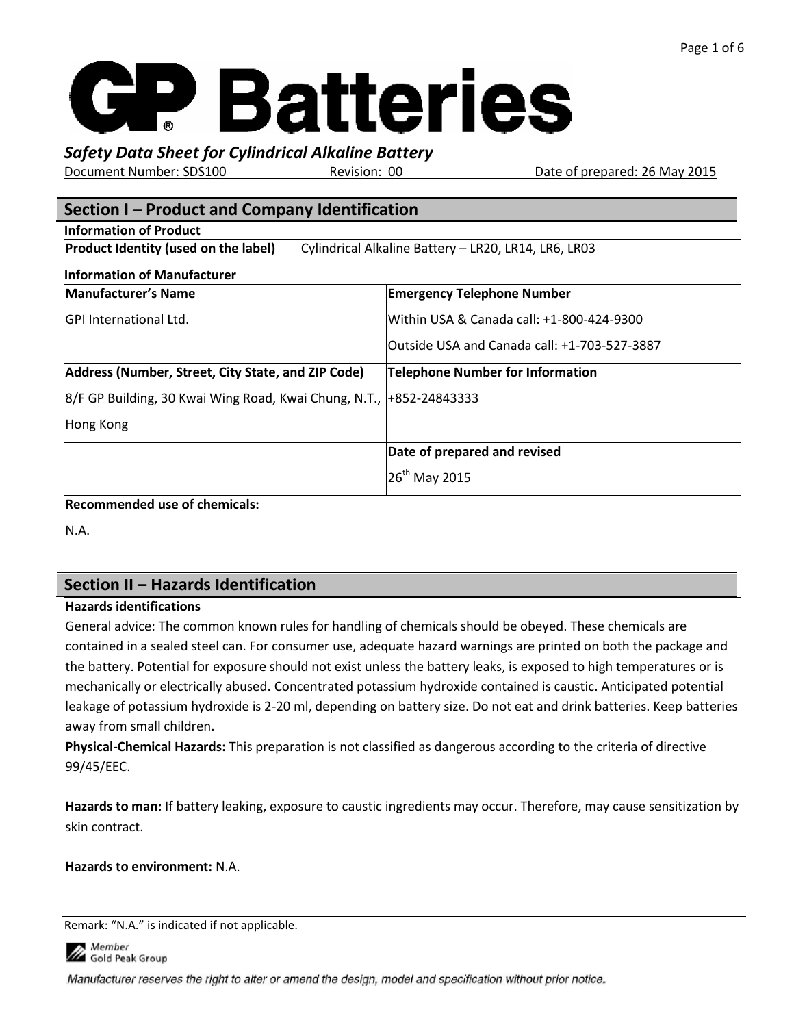# GP Batteries

***Safety Data Sheet for Cylindrical Alkaline Battery***

Document Number: SDS100 Revision: 00 Date of prepared: 26 May 2015

## Section I – Product and Company Identification

**Information of Product**

| **Product Identity (used on the label)** | Cylindrical Alkaline Battery – LR20, LR14, LR6, LR03 |
|---|---|

**Information of Manufacturer**

| **Manufacturer's Name** | **Emergency Telephone Number** |
|---|---|
| GPI International Ltd. | Within USA & Canada call: +1-800-424-9300<br>Outside USA and Canada call: +1-703-527-3887 |
| **Address (Number, Street, City State, and ZIP Code)** | **Telephone Number for Information** |
| 8/F GP Building, 30 Kwai Wing Road, Kwai Chung, N.T., Hong Kong | +852-24843333 |
| | **Date of prepared and revised** |
| | 26th May 2015 |

**Recommended use of chemicals:**

N.A.

## Section II – Hazards Identification

**Hazards identifications**

General advice: The common known rules for handling of chemicals should be obeyed. These chemicals are contained in a sealed steel can. For consumer use, adequate hazard warnings are printed on both the package and the battery. Potential for exposure should not exist unless the battery leaks, is exposed to high temperatures or is mechanically or electrically abused. Concentrated potassium hydroxide contained is caustic. Anticipated potential leakage of potassium hydroxide is 2-20 ml, depending on battery size. Do not eat and drink batteries. Keep batteries away from small children.

**Physical-Chemical Hazards:** This preparation is not classified as dangerous according to the criteria of directive 99/45/EEC.

**Hazards to man:** If battery leaking, exposure to caustic ingredients may occur. Therefore, may cause sensitization by skin contract.

**Hazards to environment:** N.A.

Remark: "N.A." is indicated if not applicable.

Member Gold Peak Group

*Manufacturer reserves the right to alter or amend the design, model and specification without prior notice.*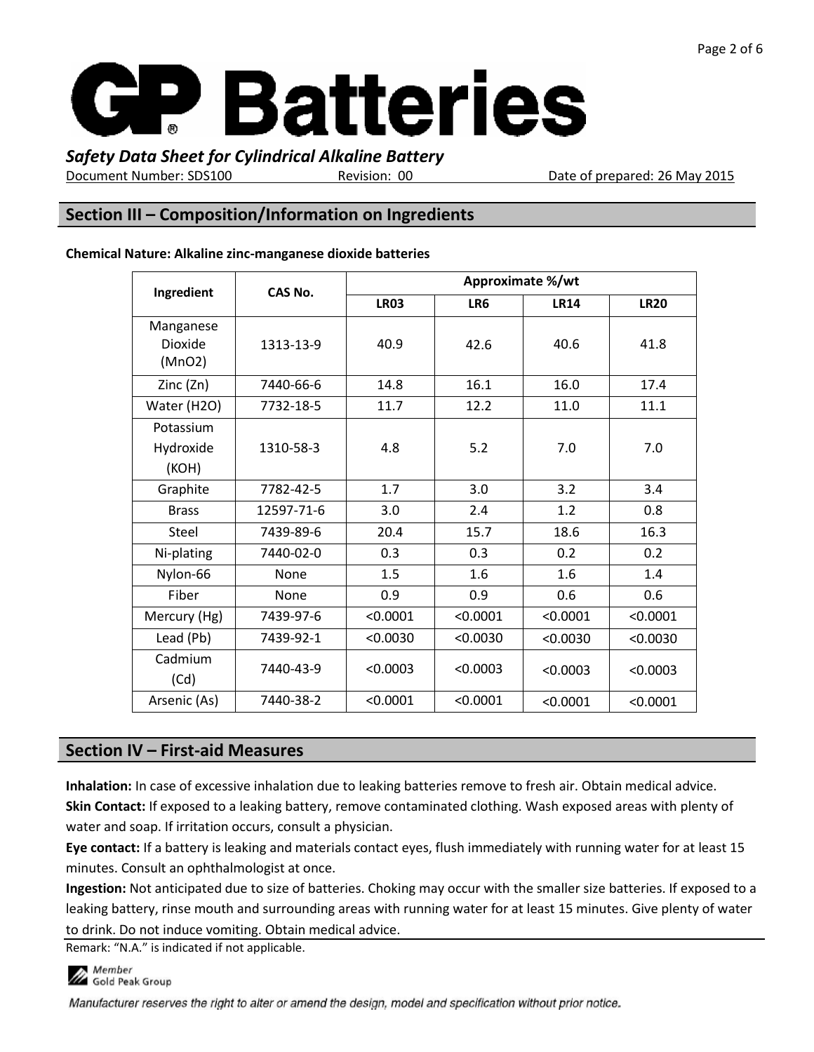## Section III – Composition/Information on Ingredients

**Chemical Nature: Alkaline zinc-manganese dioxide batteries**

| Ingredient | CAS No. | Approximate %/wt | | | |
|---|---|---|---|---|---|
| | | **LR03** | **LR6** | **LR14** | **LR20** |
| Manganese Dioxide ($MnO_2$) | 1313-13-9 | 40.9 | 42.6 | 40.6 | 41.8 |
| Zinc (Zn) | 7440-66-6 | 14.8 | 16.1 | 16.0 | 17.4 |
| Water ($H_2O$) | 7732-18-5 | 11.7 | 12.2 | 11.0 | 11.1 |
| Potassium Hydroxide (KOH) | 1310-58-3 | 4.8 | 5.2 | 7.0 | 7.0 |
| Graphite | 7782-42-5 | 1.7 | 3.0 | 3.2 | 3.4 |
| Brass | 12597-71-6 | 3.0 | 2.4 | 1.2 | 0.8 |
| Steel | 7439-89-6 | 20.4 | 15.7 | 18.6 | 16.3 |
| Ni-plating | 7440-02-0 | 0.3 | 0.3 | 0.2 | 0.2 |
| Nylon-66 | None | 1.5 | 1.6 | 1.6 | 1.4 |
| Fiber | None | 0.9 | 0.9 | 0.6 | 0.6 |
| Mercury (Hg) | 7439-97-6 | <0.0001 | <0.0001 | <0.0001 | <0.0001 |
| Lead (Pb) | 7439-92-1 | <0.0030 | <0.0030 | <0.0030 | <0.0030 |
| Cadmium (Cd) | 7440-43-9 | <0.0003 | <0.0003 | <0.0003 | <0.0003 |
| Arsenic (As) | 7440-38-2 | <0.0001 | <0.0001 | <0.0001 | <0.0001 |

## Section IV – First-aid Measures

**Inhalation:** In case of excessive inhalation due to leaking batteries remove to fresh air. Obtain medical advice.

**Skin Contact:** If exposed to a leaking battery, remove contaminated clothing. Wash exposed areas with plenty of water and soap. If irritation occurs, consult a physician.

**Eye contact:** If a battery is leaking and materials contact eyes, flush immediately with running water for at least 15 minutes. Consult an ophthalmologist at once.

**Ingestion:** Not anticipated due to size of batteries. Choking may occur with the smaller size batteries. If exposed to a leaking battery, rinse mouth and surrounding areas with running water for at least 15 minutes. Give plenty of water to drink. Do not induce vomiting. Obtain medical advice.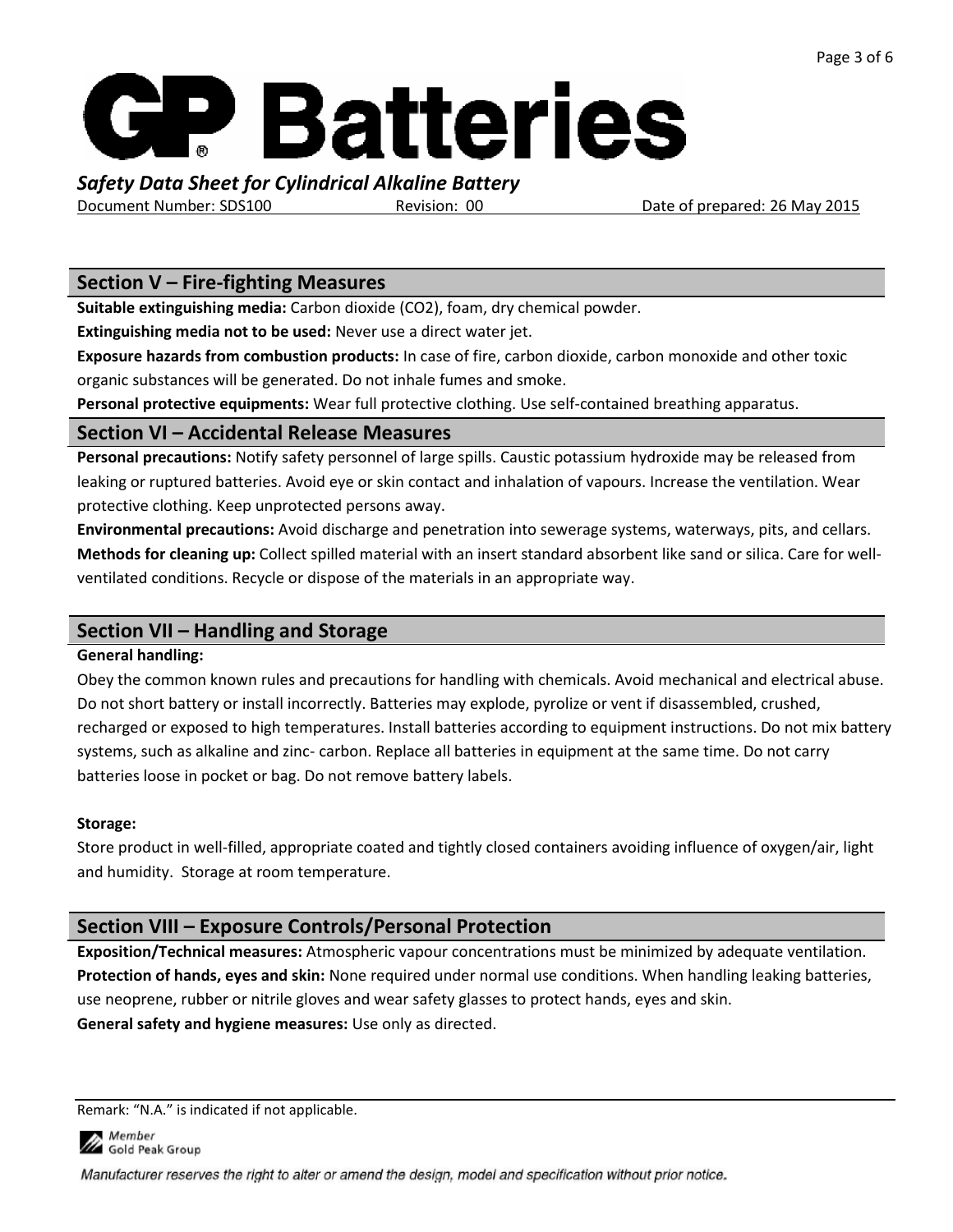## Section V – Fire-fighting Measures

**Suitable extinguishing media:** Carbon dioxide ($CO_2$), foam, dry chemical powder.

**Extinguishing media not to be used:** Never use a direct water jet.

**Exposure hazards from combustion products:** In case of fire, carbon dioxide, carbon monoxide and other toxic organic substances will be generated. Do not inhale fumes and smoke.

**Personal protective equipments:** Wear full protective clothing. Use self-contained breathing apparatus.

## Section VI – Accidental Release Measures

**Personal precautions:** Notify safety personnel of large spills. Caustic potassium hydroxide may be released from leaking or ruptured batteries. Avoid eye or skin contact and inhalation of vapours. Increase the ventilation. Wear protective clothing. Keep unprotected persons away.

**Environmental precautions:** Avoid discharge and penetration into sewerage systems, waterways, pits, and cellars.

**Methods for cleaning up:** Collect spilled material with an insert standard absorbent like sand or silica. Care for well-ventilated conditions. Recycle or dispose of the materials in an appropriate way.

## Section VII – Handling and Storage

**General handling:**

Obey the common known rules and precautions for handling with chemicals. Avoid mechanical and electrical abuse. Do not short battery or install incorrectly. Batteries may explode, pyrolize or vent if disassembled, crushed, recharged or exposed to high temperatures. Install batteries according to equipment instructions. Do not mix battery systems, such as alkaline and zinc- carbon. Replace all batteries in equipment at the same time. Do not carry batteries loose in pocket or bag. Do not remove battery labels.

**Storage:**

Store product in well-filled, appropriate coated and tightly closed containers avoiding influence of oxygen/air, light and humidity. Storage at room temperature.

## Section VIII – Exposure Controls/Personal Protection

**Exposition/Technical measures:** Atmospheric vapour concentrations must be minimized by adequate ventilation.

**Protection of hands, eyes and skin:** None required under normal use conditions. When handling leaking batteries, use neoprene, rubber or nitrile gloves and wear safety glasses to protect hands, eyes and skin.

**General safety and hygiene measures:** Use only as directed.

Remark: "N.A." is indicated if not applicable.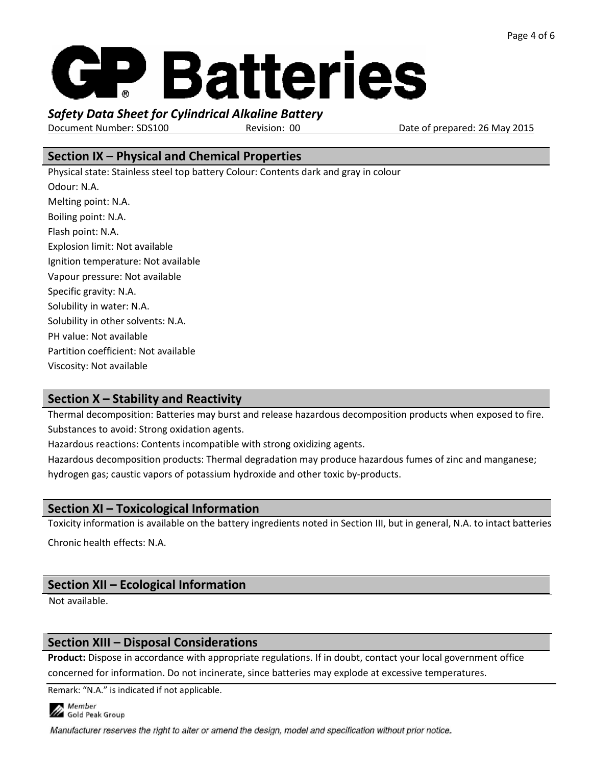# GP Batteries

***Safety Data Sheet for Cylindrical Alkaline Battery***

Document Number: SDS100 Revision: 00 Date of prepared: 26 May 2015

## Section IX – Physical and Chemical Properties

Physical state: Stainless steel top battery Colour: Contents dark and gray in colour

Odour: N.A.

Melting point: N.A.

Boiling point: N.A.

Flash point: N.A.

Explosion limit: Not available

Ignition temperature: Not available

Vapour pressure: Not available

Specific gravity: N.A.

Solubility in water: N.A.

Solubility in other solvents: N.A.

PH value: Not available

Partition coefficient: Not available

Viscosity: Not available

## Section X – Stability and Reactivity

Thermal decomposition: Batteries may burst and release hazardous decomposition products when exposed to fire.

Substances to avoid: Strong oxidation agents.

Hazardous reactions: Contents incompatible with strong oxidizing agents.

Hazardous decomposition products: Thermal degradation may produce hazardous fumes of zinc and manganese; hydrogen gas; caustic vapors of potassium hydroxide and other toxic by-products.

## Section XI – Toxicological Information

Toxicity information is available on the battery ingredients noted in Section III, but in general, N.A. to intact batteries

Chronic health effects: N.A.

## Section XII – Ecological Information

Not available.

## Section XIII – Disposal Considerations

**Product:** Dispose in accordance with appropriate regulations. If in doubt, contact your local government office concerned for information. Do not incinerate, since batteries may explode at excessive temperatures.

Remark: "N.A." is indicated if not applicable.

Member Gold Peak Group

*Manufacturer reserves the right to alter or amend the design, model and specification without prior notice.*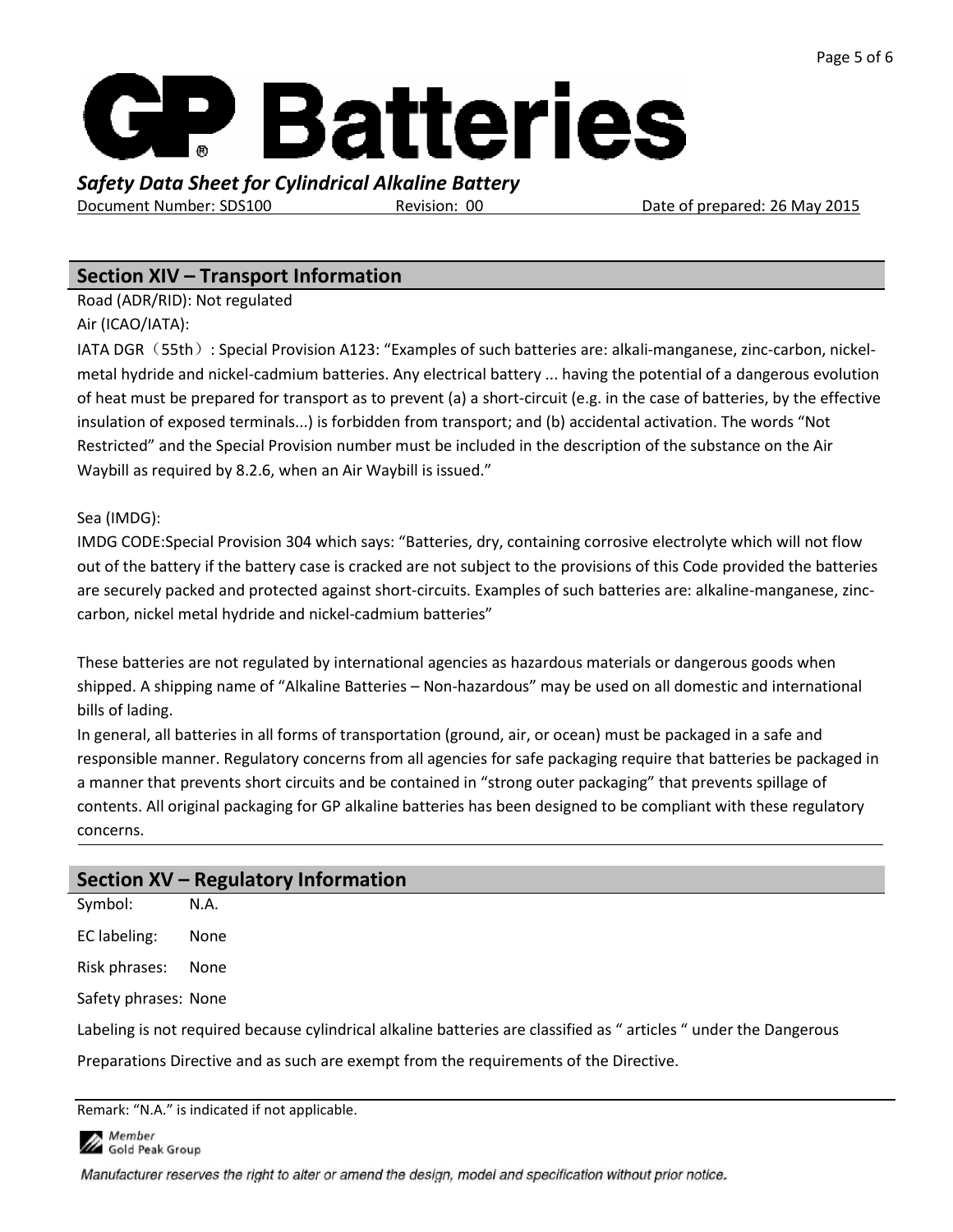## Section XIV – Transport Information

Road (ADR/RID): Not regulated

Air (ICAO/IATA):

IATA DGR（55th）: Special Provision A123: “Examples of such batteries are: alkali-manganese, zinc-carbon, nickel-metal hydride and nickel-cadmium batteries. Any electrical battery ... having the potential of a dangerous evolution of heat must be prepared for transport as to prevent (a) a short-circuit (e.g. in the case of batteries, by the effective insulation of exposed terminals...) is forbidden from transport; and (b) accidental activation. The words “Not Restricted” and the Special Provision number must be included in the description of the substance on the Air Waybill as required by 8.2.6, when an Air Waybill is issued.”

Sea (IMDG):

IMDG CODE:Special Provision 304 which says: “Batteries, dry, containing corrosive electrolyte which will not flow out of the battery if the battery case is cracked are not subject to the provisions of this Code provided the batteries are securely packed and protected against short-circuits. Examples of such batteries are: alkaline-manganese, zinc-carbon, nickel metal hydride and nickel-cadmium batteries”

These batteries are not regulated by international agencies as hazardous materials or dangerous goods when shipped. A shipping name of “Alkaline Batteries – Non-hazardous” may be used on all domestic and international bills of lading.

In general, all batteries in all forms of transportation (ground, air, or ocean) must be packaged in a safe and responsible manner. Regulatory concerns from all agencies for safe packaging require that batteries be packaged in a manner that prevents short circuits and be contained in “strong outer packaging” that prevents spillage of contents. All original packaging for GP alkaline batteries has been designed to be compliant with these regulatory concerns.

## Section XV – Regulatory Information

Symbol: N.A.

EC labeling: None

Risk phrases: None

Safety phrases: None

Labeling is not required because cylindrical alkaline batteries are classified as “ articles “ under the Dangerous Preparations Directive and as such are exempt from the requirements of the Directive.

Remark: “N.A.” is indicated if not applicable.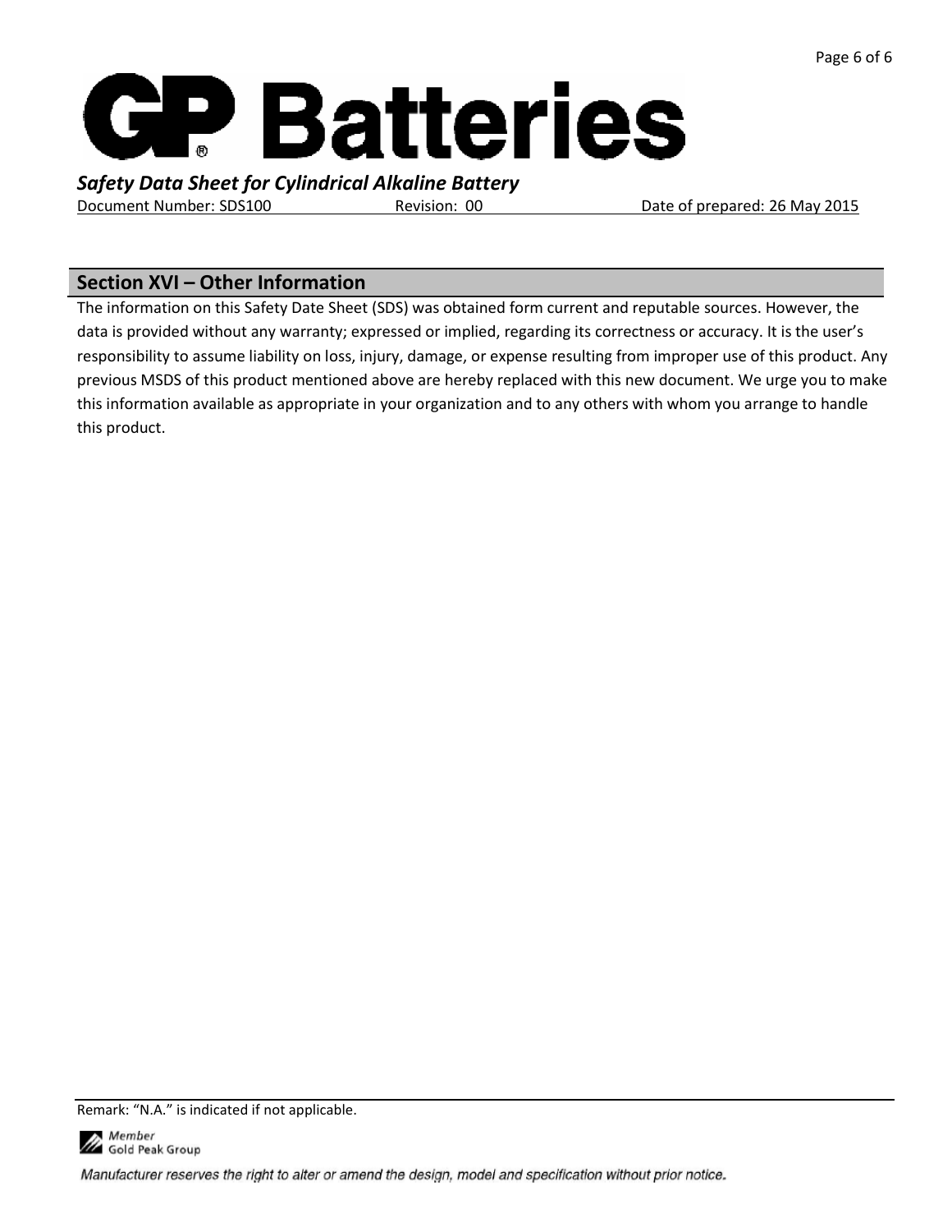## Section XVI – Other Information

The information on this Safety Date Sheet (SDS) was obtained form current and reputable sources. However, the data is provided without any warranty; expressed or implied, regarding its correctness or accuracy. It is the user's responsibility to assume liability on loss, injury, damage, or expense resulting from improper use of this product. Any previous MSDS of this product mentioned above are hereby replaced with this new document. We urge you to make this information available as appropriate in your organization and to any others with whom you arrange to handle this product.

Remark: "N.A." is indicated if not applicable.